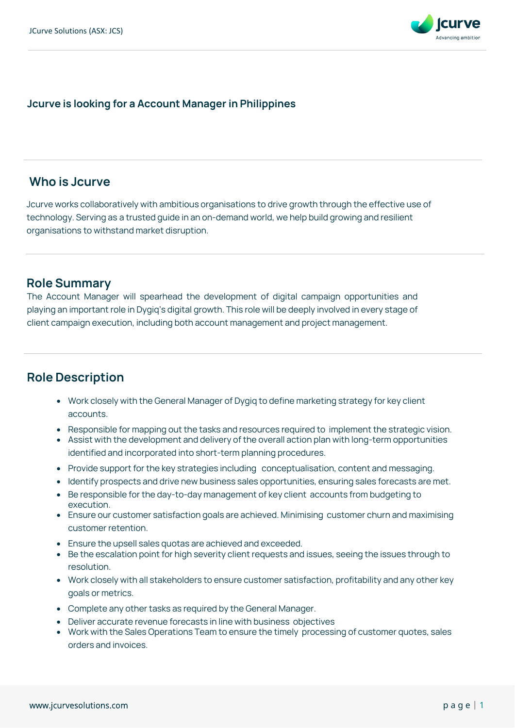**Jcurve is looking for a Account Manager in Philippines**

## Who is Jcurve

Jcurve works collaboratively with ambitious organisations to drive growth through the effective use of technology. Serving as a trusted guide in an on-demand world, we help build growing and resilient organisations to withstand market disruption.

## Role Summary

The Account Manager will spearhead the development of digital campaign opportunities and playing an important role in Dygiq's digital growth. This role will be deeply involved in every stage of client campaign execution, including both account management and project management.

## Role Description

- Work closely with the General Manager of Dygiq to define marketing strategy for key client accounts.
- Responsible for mapping out the tasks and resources required to implement the strategic vision.
- Assist with the development and delivery of the overall action plan with long-term opportunities identified and incorporated into short-term planning procedures.
- Provide support for the key strategies including conceptualisation, content and messaging.
- Identify prospects and drive new business sales opportunities, ensuring sales forecasts are met.
- Be responsible for the day-to-day management of key client accounts from budgeting to execution.
- Ensure our customer satisfaction goals are achieved. Minimising customer churn and maximising customer retention.
- Ensure the upsell sales quotas are achieved and exceeded.
- Be the escalation point for high severity client requests and issues, seeing the issues through to resolution.
- Work closely with all stakeholders to ensure customer satisfaction, profitability and any other key goals or metrics.
- Complete any other tasks as required by the General Manager.
- Deliver accurate revenue forecasts in line with business objectives
- Work with the Sales Operations Team to ensure the timely processing of customer quotes, sales orders and invoices.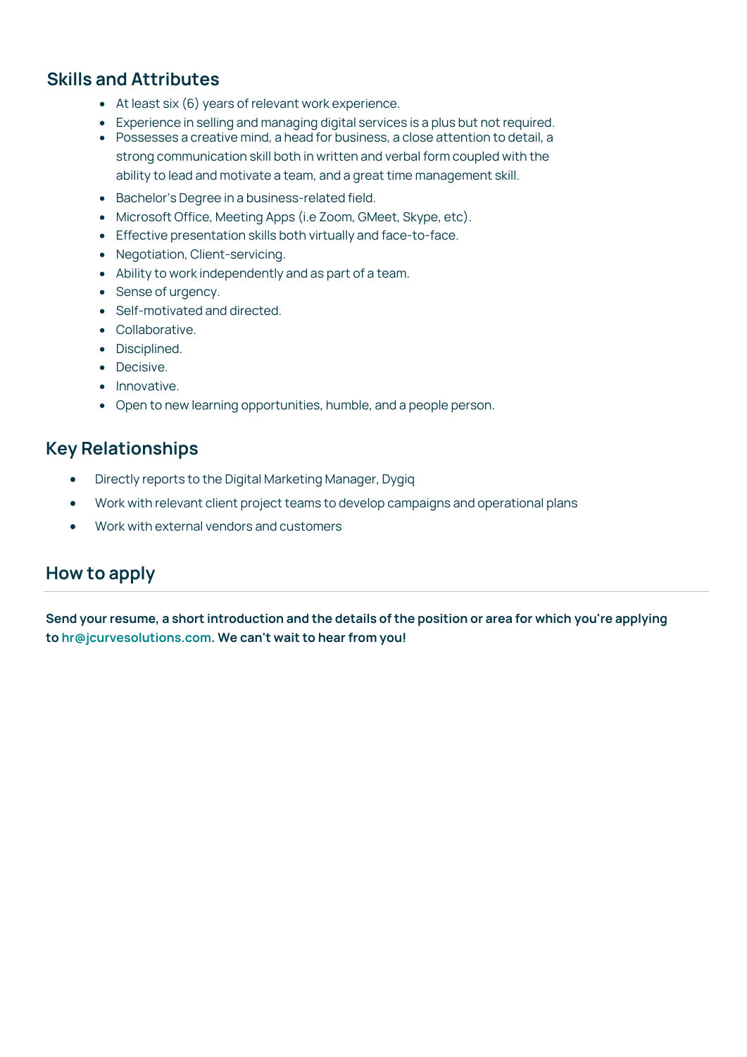## Skills and Attributes

- At least six (6) years of relevant work experience.
- Experience in selling and managing digital services is a plus but not required.
- Possesses a creative mind, a head for business, a close attention to detail, a strong communication skill both in written and verbal form coupled with the ability to lead and motivate a team, and a great time management skill.
- Bachelor's Degree in a business-related field.
- Microsoft Office, Meeting Apps (i.e Zoom, GMeet, Skype, etc).
- Effective presentation skills both virtually and face-to-face.
- Negotiation, Client-servicing.
- Ability to work independently and as part of a team.
- Sense of urgency.
- Self-motivated and directed.
- Collaborative.
- Disciplined.
- Decisive.
- Innovative.
- Open to new learning opportunities, humble, and a people person.

## Key Relationships

- Directly reports to the Digital Marketing Manager, Dygiq
- Work with relevant client project teams to develop campaigns and operational plans
- Work with external vendors and customers

## How to apply

**Send your resume, a short introduction and the details of the position or area for which you're applying to hr@jcurvesolutions.com. We can't wait to hear from you!**